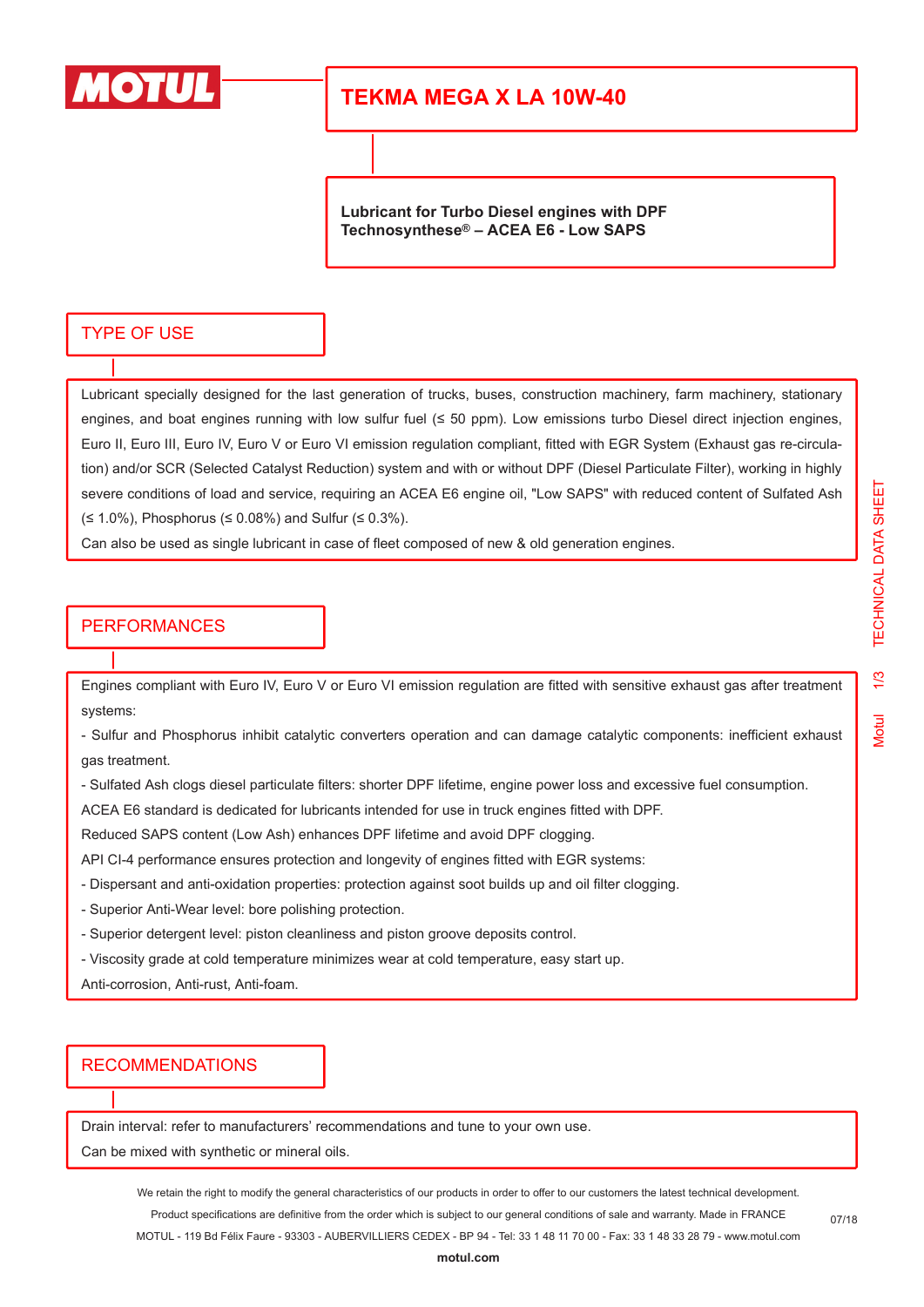MOTUL

# TEKMA MEGA X LA 10W-40

**Lubricant for Turbo Diesel engines with DPF**
**Technosynthese® – ACEA E6 - Low SAPS**

## TYPE OF USE

Lubricant specially designed for the last generation of trucks, buses, construction machinery, farm machinery, stationary engines, and boat engines running with low sulfur fuel (≤ 50 ppm). Low emissions turbo Diesel direct injection engines, Euro II, Euro III, Euro IV, Euro V or Euro VI emission regulation compliant, fitted with EGR System (Exhaust gas re-circulation) and/or SCR (Selected Catalyst Reduction) system and with or without DPF (Diesel Particulate Filter), working in highly severe conditions of load and service, requiring an ACEA E6 engine oil, "Low SAPS" with reduced content of Sulfated Ash (≤ 1.0%), Phosphorus (≤ 0.08%) and Sulfur (≤ 0.3%).

Can also be used as single lubricant in case of fleet composed of new & old generation engines.

## PERFORMANCES

Engines compliant with Euro IV, Euro V or Euro VI emission regulation are fitted with sensitive exhaust gas after treatment systems:

- Sulfur and Phosphorus inhibit catalytic converters operation and can damage catalytic components: inefficient exhaust gas treatment.
- Sulfated Ash clogs diesel particulate filters: shorter DPF lifetime, engine power loss and excessive fuel consumption.

ACEA E6 standard is dedicated for lubricants intended for use in truck engines fitted with DPF.

Reduced SAPS content (Low Ash) enhances DPF lifetime and avoid DPF clogging.

API CI-4 performance ensures protection and longevity of engines fitted with EGR systems:

- Dispersant and anti-oxidation properties: protection against soot builds up and oil filter clogging.
- Superior Anti-Wear level: bore polishing protection.
- Superior detergent level: piston cleanliness and piston groove deposits control.
- Viscosity grade at cold temperature minimizes wear at cold temperature, easy start up.

Anti-corrosion, Anti-rust, Anti-foam.

## RECOMMENDATIONS

Drain interval: refer to manufacturers' recommendations and tune to your own use.

Can be mixed with synthetic or mineral oils.

We retain the right to modify the general characteristics of our products in order to offer to our customers the latest technical development.
Product specifications are definitive from the order which is subject to our general conditions of sale and warranty. Made in FRANCE
MOTUL - 119 Bd Félix Faure - 93303 - AUBERVILLIERS CEDEX - BP 94 - Tel: 33 1 48 11 70 00 - Fax: 33 1 48 33 28 79 - www.motul.com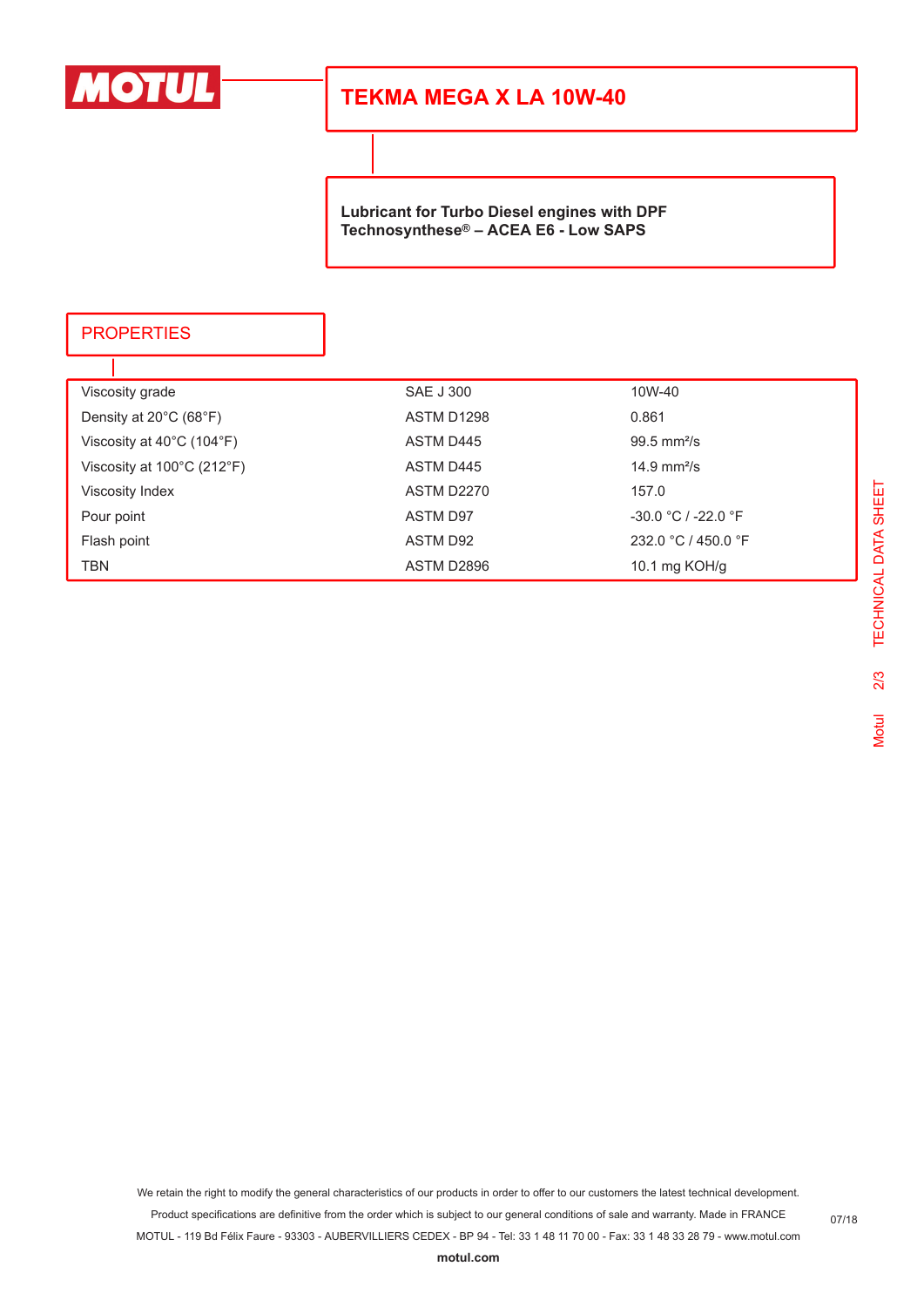# TEKMA MEGA X LA 10W-40

**Lubricant for Turbo Diesel engines with DPF**
**Technosynthese® – ACEA E6 - Low SAPS**

## PROPERTIES

| | | |
|---|---|---|
| Viscosity grade | SAE J 300 | 10W-40 |
| Density at 20°C (68°F) | ASTM D1298 | 0.861 |
| Viscosity at 40°C (104°F) | ASTM D445 | 99.5 mm²/s |
| Viscosity at 100°C (212°F) | ASTM D445 | 14.9 mm²/s |
| Viscosity Index | ASTM D2270 | 157.0 |
| Pour point | ASTM D97 | -30.0 °C / -22.0 °F |
| Flash point | ASTM D92 | 232.0 °C / 450.0 °F |
| TBN | ASTM D2896 | 10.1 mg KOH/g |

We retain the right to modify the general characteristics of our products in order to offer to our customers the latest technical development.
Product specifications are definitive from the order which is subject to our general conditions of sale and warranty. Made in FRANCE
MOTUL - 119 Bd Félix Faure - 93303 - AUBERVILLIERS CEDEX - BP 94 - Tel: 33 1 48 11 70 00 - Fax: 33 1 48 33 28 79 - www.motul.com

**motul.com**

07/18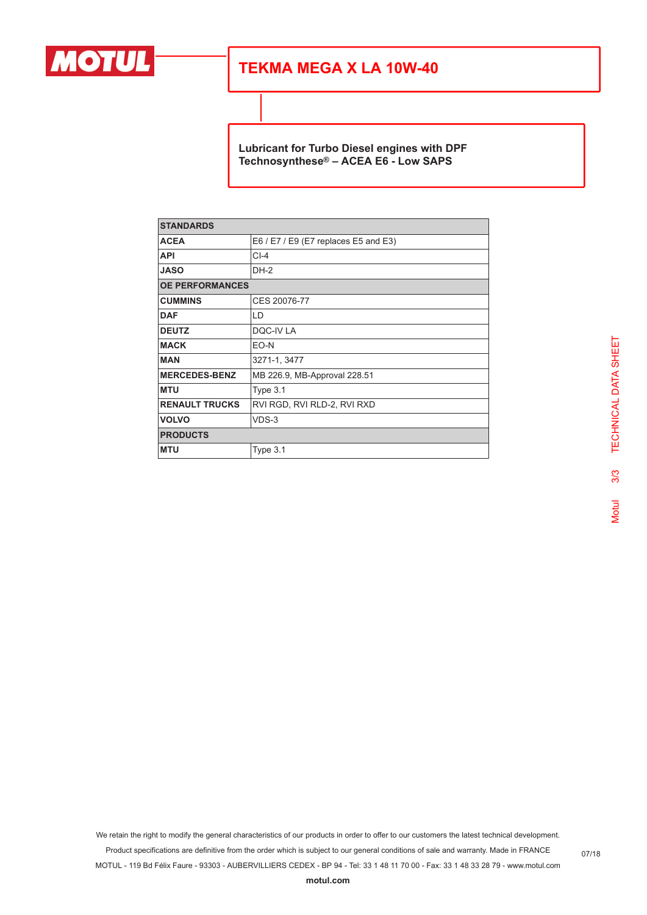# TEKMA MEGA X LA 10W-40

**Lubricant for Turbo Diesel engines with DPF**
**Technosynthese® – ACEA E6 - Low SAPS**

| | |
|---|---|
| **STANDARDS** | |
| **ACEA** | E6 / E7 / E9 (E7 replaces E5 and E3) |
| **API** | CI-4 |
| **JASO** | DH-2 |
| **OE PERFORMANCES** | |
| **CUMMINS** | CES 20076-77 |
| **DAF** | LD |
| **DEUTZ** | DQC-IV LA |
| **MACK** | EO-N |
| **MAN** | 3271-1, 3477 |
| **MERCEDES-BENZ** | MB 226.9, MB-Approval 228.51 |
| **MTU** | Type 3.1 |
| **RENAULT TRUCKS** | RVI RGD, RVI RLD-2, RVI RXD |
| **VOLVO** | VDS-3 |
| **PRODUCTS** | |
| **MTU** | Type 3.1 |

We retain the right to modify the general characteristics of our products in order to offer to our customers the latest technical development.
Product specifications are definitive from the order which is subject to our general conditions of sale and warranty. Made in FRANCE
MOTUL - 119 Bd Félix Faure - 93303 - AUBERVILLIERS CEDEX - BP 94 - Tel: 33 1 48 11 70 00 - Fax: 33 1 48 33 28 79 - www.motul.com

07/18